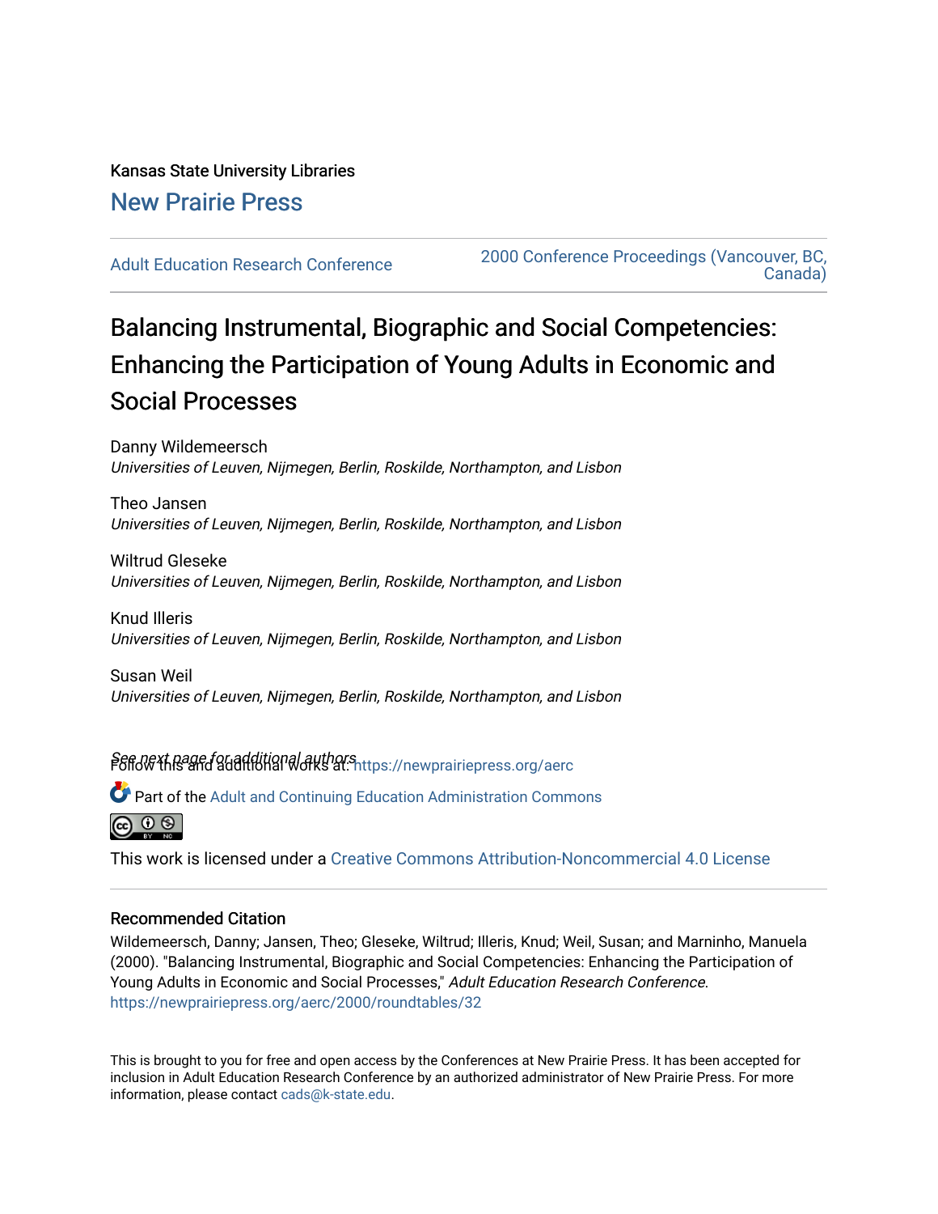Kansas State University Libraries

New Prairie Press

Adult Education Research Conference

2000 Conference Proceedings (Vancouver, BC, Canada)

# Balancing Instrumental, Biographic and Social Competencies: Enhancing the Participation of Young Adults in Economic and Social Processes

Danny Wildemeersch
*Universities of Leuven, Nijmegen, Berlin, Roskilde, Northampton, and Lisbon*

Theo Jansen
*Universities of Leuven, Nijmegen, Berlin, Roskilde, Northampton, and Lisbon*

Wiltrud Gleseke
*Universities of Leuven, Nijmegen, Berlin, Roskilde, Northampton, and Lisbon*

Knud Illeris
*Universities of Leuven, Nijmegen, Berlin, Roskilde, Northampton, and Lisbon*

Susan Weil
*Universities of Leuven, Nijmegen, Berlin, Roskilde, Northampton, and Lisbon*

*See next page for additional authors*

Follow this and additional works at: https://newprairiepress.org/aerc

Part of the Adult and Continuing Education Administration Commons

This work is licensed under a Creative Commons Attribution-Noncommercial 4.0 License

## Recommended Citation

Wildemeersch, Danny; Jansen, Theo; Gleseke, Wiltrud; Illeris, Knud; Weil, Susan; and Marninho, Manuela (2000). "Balancing Instrumental, Biographic and Social Competencies: Enhancing the Participation of Young Adults in Economic and Social Processes," *Adult Education Research Conference*. https://newprairiepress.org/aerc/2000/roundtables/32

This is brought to you for free and open access by the Conferences at New Prairie Press. It has been accepted for inclusion in Adult Education Research Conference by an authorized administrator of New Prairie Press. For more information, please contact cads@k-state.edu.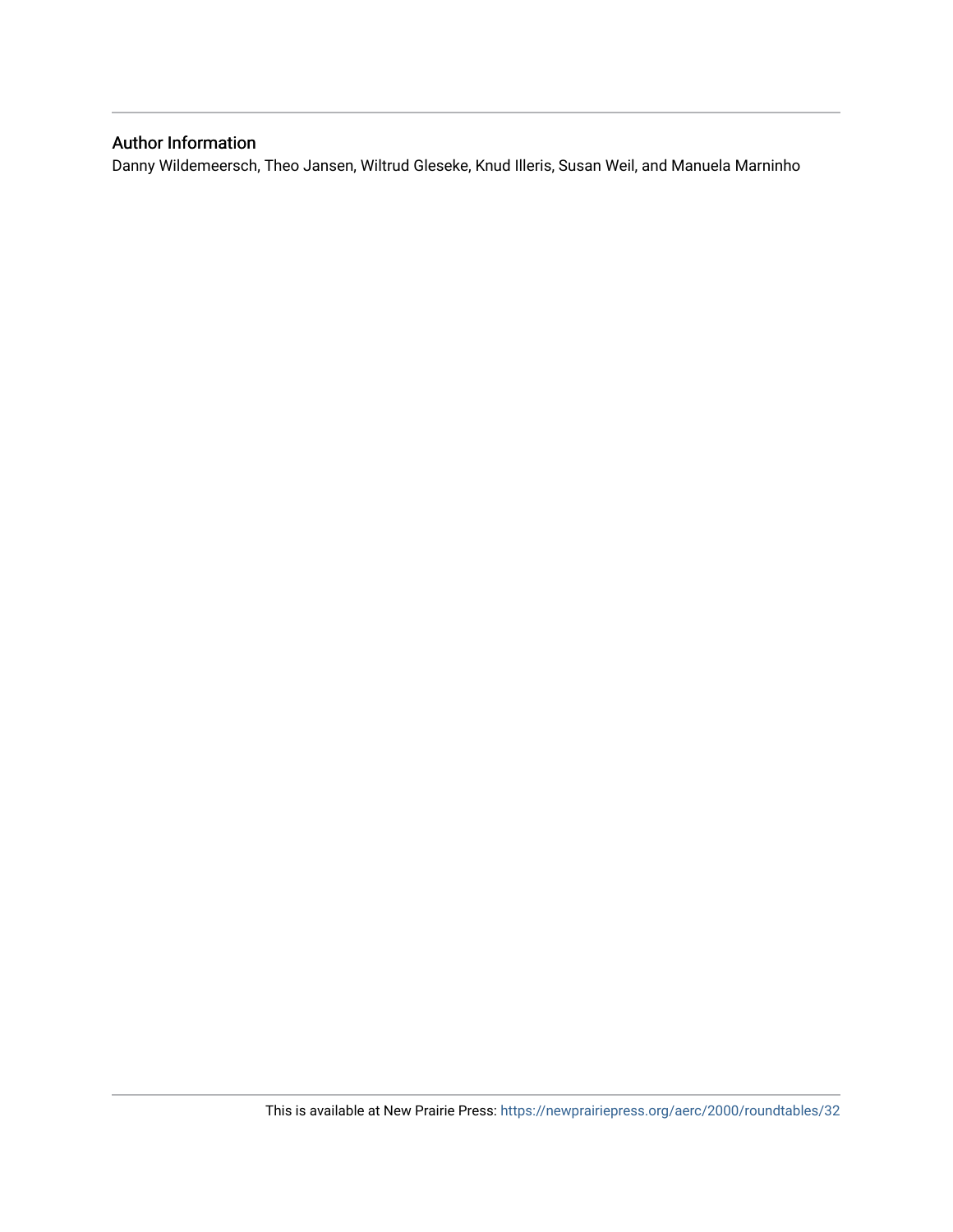## Author Information

Danny Wildemeersch, Theo Jansen, Wiltrud Gleseke, Knud Illeris, Susan Weil, and Manuela Marninho

This is available at New Prairie Press: https://newprairiepress.org/aerc/2000/roundtables/32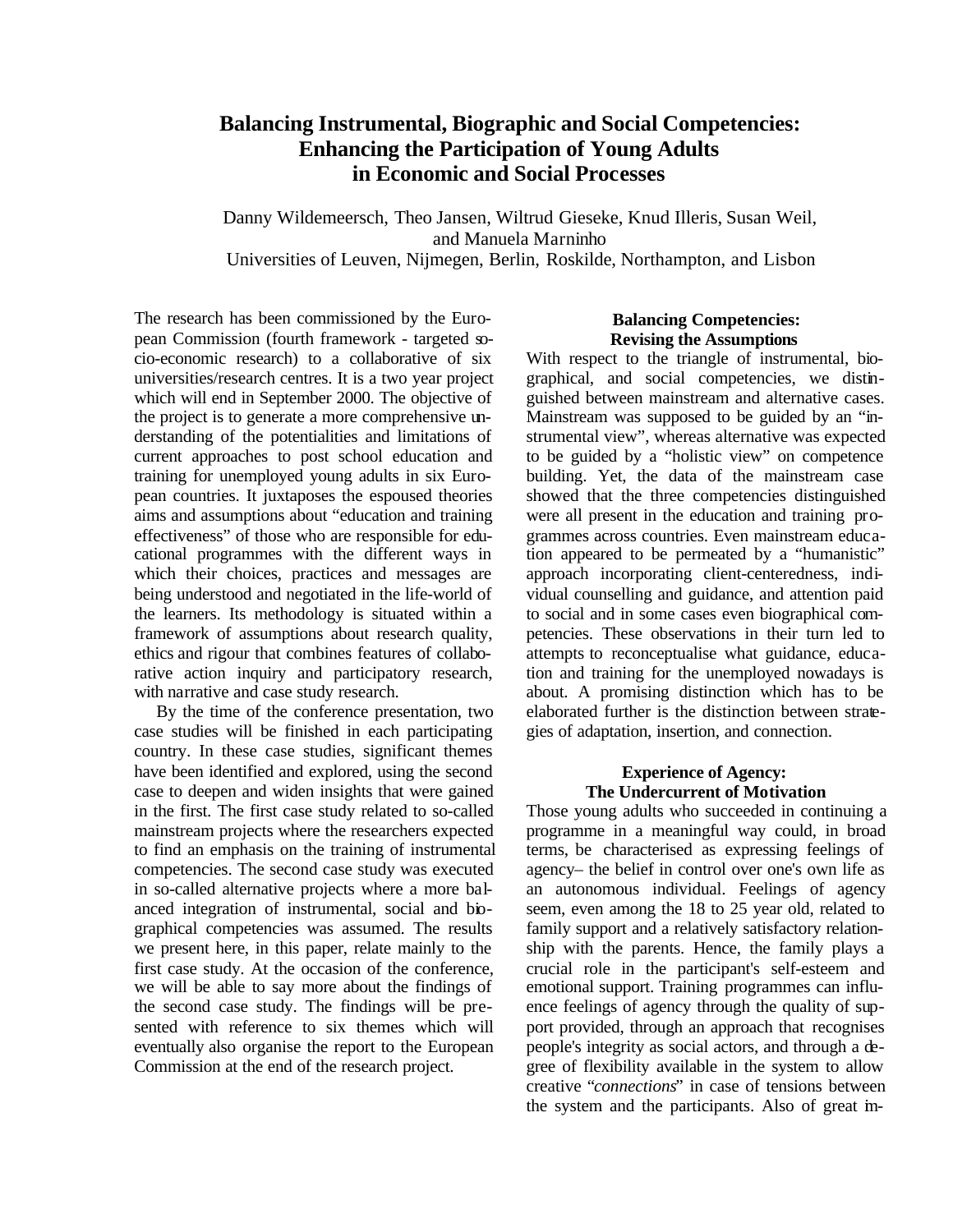# Balancing Instrumental, Biographic and Social Competencies: Enhancing the Participation of Young Adults in Economic and Social Processes

Danny Wildemeersch, Theo Jansen, Wiltrud Gieseke, Knud Illeris, Susan Weil, and Manuela Marninho

Universities of Leuven, Nijmegen, Berlin, Roskilde, Northampton, and Lisbon

The research has been commissioned by the European Commission (fourth framework - targeted socio-economic research) to a collaborative of six universities/research centres. It is a two year project which will end in September 2000. The objective of the project is to generate a more comprehensive understanding of the potentialities and limitations of current approaches to post school education and training for unemployed young adults in six European countries. It juxtaposes the espoused theories aims and assumptions about "education and training effectiveness" of those who are responsible for educational programmes with the different ways in which their choices, practices and messages are being understood and negotiated in the life-world of the learners. Its methodology is situated within a framework of assumptions about research quality, ethics and rigour that combines features of collaborative action inquiry and participatory research, with narrative and case study research.

By the time of the conference presentation, two case studies will be finished in each participating country. In these case studies, significant themes have been identified and explored, using the second case to deepen and widen insights that were gained in the first. The first case study related to so-called mainstream projects where the researchers expected to find an emphasis on the training of instrumental competencies. The second case study was executed in so-called alternative projects where a more balanced integration of instrumental, social and biographical competencies was assumed. The results we present here, in this paper, relate mainly to the first case study. At the occasion of the conference, we will be able to say more about the findings of the second case study. The findings will be presented with reference to six themes which will eventually also organise the report to the European Commission at the end of the research project.

## Balancing Competencies: Revising the Assumptions

With respect to the triangle of instrumental, biographical, and social competencies, we distinguished between mainstream and alternative cases. Mainstream was supposed to be guided by an "instrumental view", whereas alternative was expected to be guided by a "holistic view" on competence building. Yet, the data of the mainstream case showed that the three competencies distinguished were all present in the education and training programmes across countries. Even mainstream education appeared to be permeated by a "humanistic" approach incorporating client-centeredness, individual counselling and guidance, and attention paid to social and in some cases even biographical competencies. These observations in their turn led to attempts to reconceptualise what guidance, education and training for the unemployed nowadays is about. A promising distinction which has to be elaborated further is the distinction between strategies of adaptation, insertion, and connection.

## Experience of Agency: The Undercurrent of Motivation

Those young adults who succeeded in continuing a programme in a meaningful way could, in broad terms, be characterised as expressing feelings of agency– the belief in control over one's own life as an autonomous individual. Feelings of agency seem, even among the 18 to 25 year old, related to family support and a relatively satisfactory relationship with the parents. Hence, the family plays a crucial role in the participant's self-esteem and emotional support. Training programmes can influence feelings of agency through the quality of support provided, through an approach that recognises people's integrity as social actors, and through a degree of flexibility available in the system to allow creative "*connections*" in case of tensions between the system and the participants. Also of great im-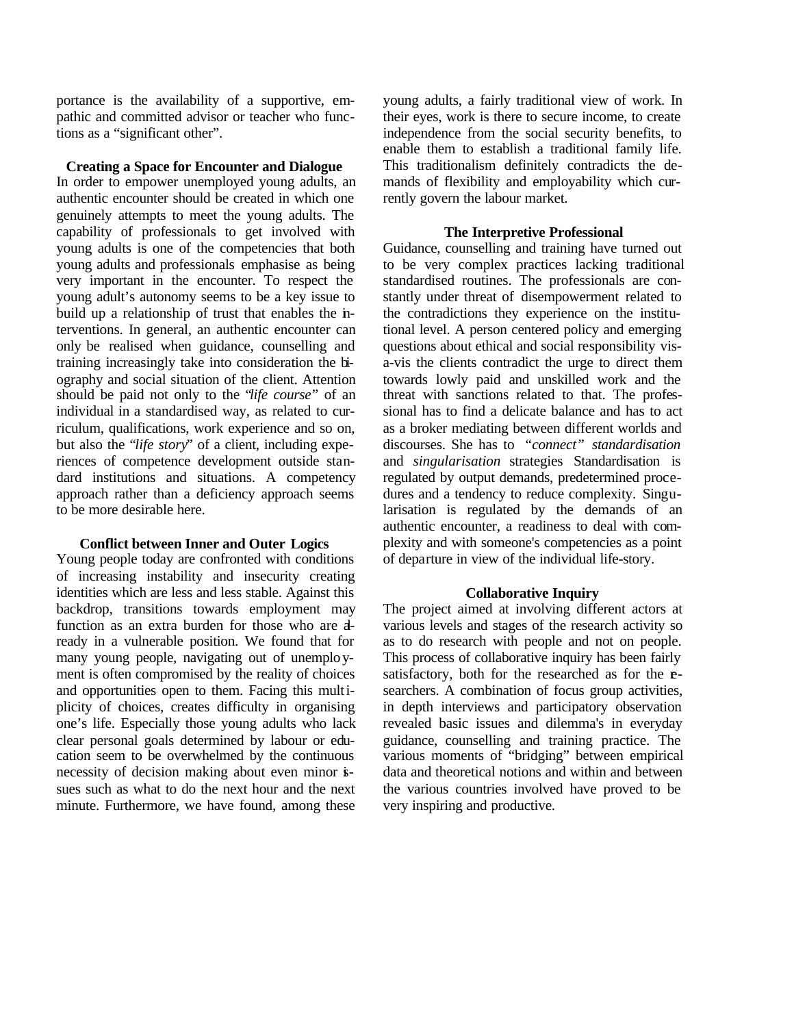portance is the availability of a supportive, empathic and committed advisor or teacher who functions as a "significant other".

### Creating a Space for Encounter and Dialogue

In order to empower unemployed young adults, an authentic encounter should be created in which one genuinely attempts to meet the young adults. The capability of professionals to get involved with young adults is one of the competencies that both young adults and professionals emphasise as being very important in the encounter. To respect the young adult's autonomy seems to be a key issue to build up a relationship of trust that enables the interventions. In general, an authentic encounter can only be realised when guidance, counselling and training increasingly take into consideration the biography and social situation of the client. Attention should be paid not only to the "*life course*" of an individual in a standardised way, as related to curriculum, qualifications, work experience and so on, but also the "*life story*" of a client, including experiences of competence development outside standard institutions and situations. A competency approach rather than a deficiency approach seems to be more desirable here.

### Conflict between Inner and Outer Logics

Young people today are confronted with conditions of increasing instability and insecurity creating identities which are less and less stable. Against this backdrop, transitions towards employment may function as an extra burden for those who are already in a vulnerable position. We found that for many young people, navigating out of unemployment is often compromised by the reality of choices and opportunities open to them. Facing this multiplicity of choices, creates difficulty in organising one's life. Especially those young adults who lack clear personal goals determined by labour or education seem to be overwhelmed by the continuous necessity of decision making about even minor issues such as what to do the next hour and the next minute. Furthermore, we have found, among these young adults, a fairly traditional view of work. In their eyes, work is there to secure income, to create independence from the social security benefits, to enable them to establish a traditional family life. This traditionalism definitely contradicts the demands of flexibility and employability which currently govern the labour market.

### The Interpretive Professional

Guidance, counselling and training have turned out to be very complex practices lacking traditional standardised routines. The professionals are constantly under threat of disempowerment related to the contradictions they experience on the institutional level. A person centered policy and emerging questions about ethical and social responsibility vis-a-vis the clients contradict the urge to direct them towards lowly paid and unskilled work and the threat with sanctions related to that. The professional has to find a delicate balance and has to act as a broker mediating between different worlds and discourses. She has to *"connect" standardisation* and *singularisation* strategies Standardisation is regulated by output demands, predetermined procedures and a tendency to reduce complexity. Singularisation is regulated by the demands of an authentic encounter, a readiness to deal with complexity and with someone's competencies as a point of departure in view of the individual life-story.

### Collaborative Inquiry

The project aimed at involving different actors at various levels and stages of the research activity so as to do research with people and not on people. This process of collaborative inquiry has been fairly satisfactory, both for the researched as for the researchers. A combination of focus group activities, in depth interviews and participatory observation revealed basic issues and dilemma's in everyday guidance, counselling and training practice. The various moments of "bridging" between empirical data and theoretical notions and within and between the various countries involved have proved to be very inspiring and productive.